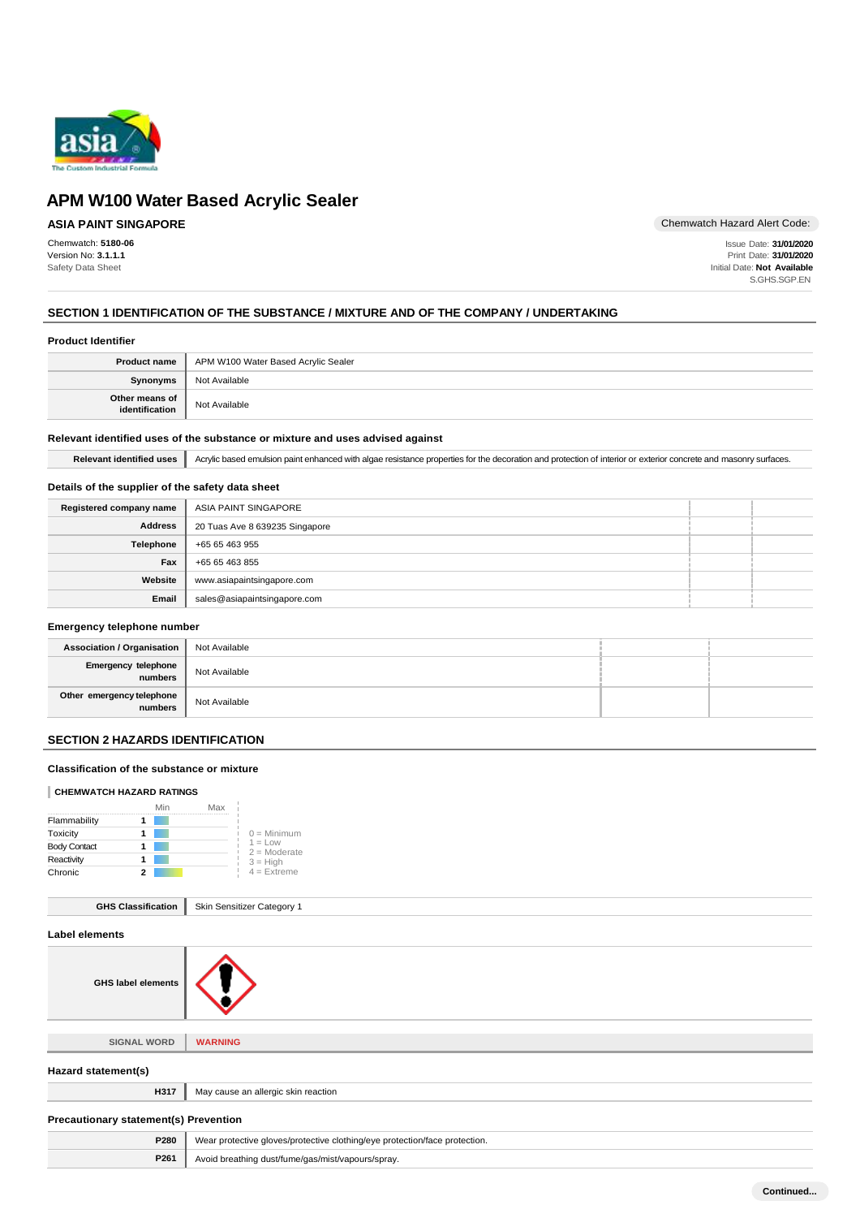# APM W100 Water Based Acrylic Sealer

**ASIA PAINT SINGAPORE**

Chemwatch Hazard Alert Code:

Chemwatch: **5180-06**
Version No: **3.1.1.1**
Safety Data Sheet

Issue Date: **31/01/2020**
Print Date: **31/01/2020**
Initial Date: **Not Available**
S.GHS.SGP.EN

## SECTION 1 IDENTIFICATION OF THE SUBSTANCE / MIXTURE AND OF THE COMPANY / UNDERTAKING

### Product Identifier

| | |
|---|---|
| **Product name** | APM W100 Water Based Acrylic Sealer |
| **Synonyms** | Not Available |
| **Other means of identification** | Not Available |

### Relevant identified uses of the substance or mixture and uses advised against

| | |
|---|---|
| **Relevant identified uses** | Acrylic based emulsion paint enhanced with algae resistance properties for the decoration and protection of interior or exterior concrete and masonry surfaces. |

### Details of the supplier of the safety data sheet

| | |
|---|---|
| **Registered company name** | ASIA PAINT SINGAPORE |
| **Address** | 20 Tuas Ave 8 639235 Singapore |
| **Telephone** | +65 65 463 955 |
| **Fax** | +65 65 463 855 |
| **Website** | www.asiapaintsingapore.com |
| **Email** | sales@asiapaintsingapore.com |

### Emergency telephone number

| | |
|---|---|
| **Association / Organisation** | Not Available |
| **Emergency telephone numbers** | Not Available |
| **Other emergency telephone numbers** | Not Available |

## SECTION 2 HAZARDS IDENTIFICATION

### Classification of the substance or mixture

**CHEMWATCH HAZARD RATINGS**

| | Min/Max |
|---|---|
| Flammability | 1 |
| Toxicity | 1 |
| Body Contact | 1 |
| Reactivity | 1 |
| Chronic | 2 |

0 = Minimum
1 = Low
2 = Moderate
3 = High
4 = Extreme

| | |
|---|---|
| **GHS Classification** | Skin Sensitizer Category 1 |

### Label elements

| | |
|---|---|
| **GHS label elements** | |
| **SIGNAL WORD** | **WARNING** |

### Hazard statement(s)

| | |
|---|---|
| **H317** | May cause an allergic skin reaction |

### Precautionary statement(s) Prevention

| | |
|---|---|
| **P280** | Wear protective gloves/protective clothing/eye protection/face protection. |
| **P261** | Avoid breathing dust/fume/gas/mist/vapours/spray. |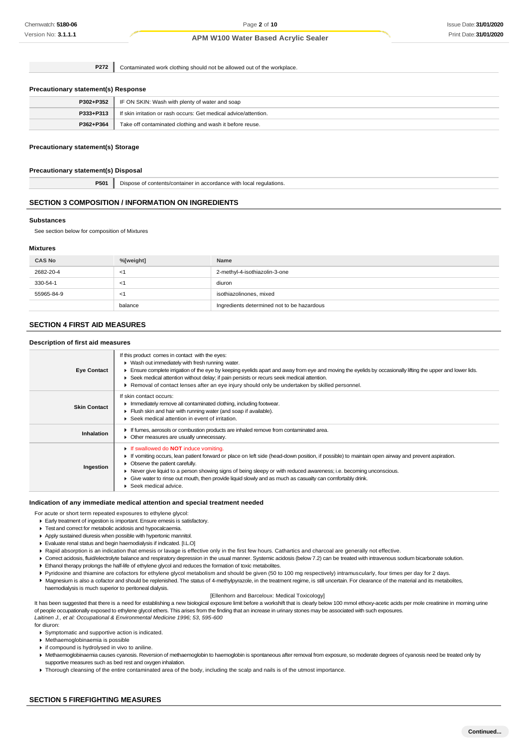| | |
|---|---|
| **P272** | Contaminated work clothing should not be allowed out of the workplace. |

### Precautionary statement(s) Response

| | |
|---|---|
| **P302+P352** | IF ON SKIN: Wash with plenty of water and soap |
| **P333+P313** | If skin irritation or rash occurs: Get medical advice/attention. |
| **P362+P364** | Take off contaminated clothing and wash it before reuse. |

### Precautionary statement(s) Storage

### Precautionary statement(s) Disposal

| | |
|---|---|
| **P501** | Dispose of contents/container in accordance with local regulations. |

## SECTION 3 COMPOSITION / INFORMATION ON INGREDIENTS

### Substances

See section below for composition of Mixtures

### Mixtures

| CAS No | %[weight] | Name |
|---|---|---|
| 2682-20-4 | <1 | 2-methyl-4-isothiazolin-3-one |
| 330-54-1 | <1 | diuron |
| 55965-84-9 | <1 | isothiazolinones, mixed |
| | balance | Ingredients determined not to be hazardous |

## SECTION 4 FIRST AID MEASURES

### Description of first aid measures

| | |
|---|---|
| **Eye Contact** | If this product comes in contact with the eyes:<br>▶ Wash out immediately with fresh running water.<br>▶ Ensure complete irrigation of the eye by keeping eyelids apart and away from eye and moving the eyelids by occasionally lifting the upper and lower lids.<br>▶ Seek medical attention without delay; if pain persists or recurs seek medical attention.<br>▶ Removal of contact lenses after an eye injury should only be undertaken by skilled personnel. |
| **Skin Contact** | If skin contact occurs:<br>▶ Immediately remove all contaminated clothing, including footwear.<br>▶ Flush skin and hair with running water (and soap if available).<br>▶ Seek medical attention in event of irritation. |
| **Inhalation** | ▶ If fumes, aerosols or combustion products are inhaled remove from contaminated area.<br>▶ Other measures are usually unnecessary. |
| **Ingestion** | ▶ If swallowed do **NOT** induce vomiting.<br>▶ If vomiting occurs, lean patient forward or place on left side (head-down position, if possible) to maintain open airway and prevent aspiration.<br>▶ Observe the patient carefully.<br>▶ Never give liquid to a person showing signs of being sleepy or with reduced awareness; i.e. becoming unconscious.<br>▶ Give water to rinse out mouth, then provide liquid slowly and as much as casualty can comfortably drink.<br>▶ Seek medical advice. |

### Indication of any immediate medical attention and special treatment needed

For acute or short term repeated exposures to ethylene glycol:

- Early treatment of ingestion is important. Ensure emesis is satisfactory.
- Test and correct for metabolic acidosis and hypocalcaemia.
- Apply sustained diuresis when possible with hypertonic mannitol.
- Evaluate renal status and begin haemodialysis if indicated. [I.L.O]
- Rapid absorption is an indication that emesis or lavage is effective only in the first few hours. Cathartics and charcoal are generally not effective.
- Correct acidosis, fluid/electrolyte balance and respiratory depression in the usual manner. Systemic acidosis (below 7.2) can be treated with intravenous sodium bicarbonate solution.
- Ethanol therapy prolongs the half-life of ethylene glycol and reduces the formation of toxic metabolites.
- Pyridoxine and thiamine are cofactors for ethylene glycol metabolism and should be given (50 to 100 mg respectively) intramuscularly, four times per day for 2 days.
- Magnesium is also a cofactor and should be replenished. The status of 4-methylpyrazole, in the treatment regime, is still uncertain. For clearance of the material and its metabolites, haemodialysis is much superior to peritoneal dialysis.

[Ellenhorn and Barceloux: Medical Toxicology]

It has been suggested that there is a need for establishing a new biological exposure limit before a workshift that is clearly below 100 mmol ethoxy-acetic acids per mole creatinine in morning urine of people occupationally exposed to ethylene glycol ethers. This arises from the finding that an increase in urinary stones may be associated with such exposures.
*Laitinen J., et al: Occupational & Environmental Medicine 1996; 53, 595-600*
for diuron:

- Symptomatic and supportive action is indicated.
- Methaemoglobinaemia is possible
- if compound is hydrolysed in vivo to aniline.
- Methaemoglobinaemia causes cyanosis. Reversion of methaemoglobin to haemoglobin is spontaneous after removal from exposure, so moderate degrees of cyanosis need be treated only by supportive measures such as bed rest and oxygen inhalation.
- Thorough cleansing of the entire contaminated area of the body, including the scalp and nails is of the utmost importance.

## SECTION 5 FIREFIGHTING MEASURES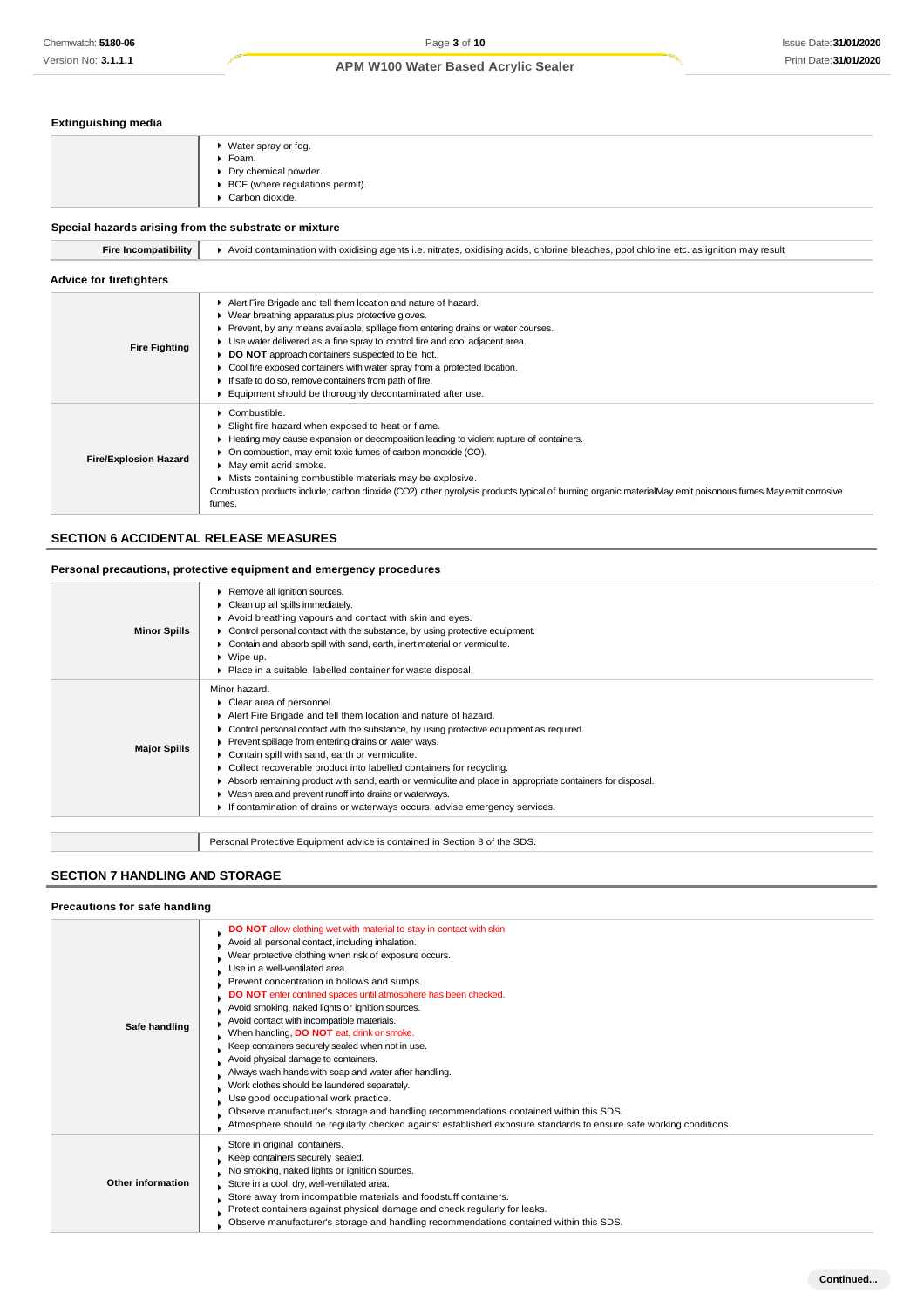### Extinguishing media

| | |
|---|---|
| | ▸ Water spray or fog.<br>▸ Foam.<br>▸ Dry chemical powder.<br>▸ BCF (where regulations permit).<br>▸ Carbon dioxide. |

### Special hazards arising from the substrate or mixture

| | |
|---|---|
| **Fire Incompatibility** | ▸ Avoid contamination with oxidising agents i.e. nitrates, oxidising acids, chlorine bleaches, pool chlorine etc. as ignition may result |

### Advice for firefighters

| | |
|---|---|
| **Fire Fighting** | ▸ Alert Fire Brigade and tell them location and nature of hazard.<br>▸ Wear breathing apparatus plus protective gloves.<br>▸ Prevent, by any means available, spillage from entering drains or water courses.<br>▸ Use water delivered as a fine spray to control fire and cool adjacent area.<br>▸ **DO NOT** approach containers suspected to be hot.<br>▸ Cool fire exposed containers with water spray from a protected location.<br>▸ If safe to do so, remove containers from path of fire.<br>▸ Equipment should be thoroughly decontaminated after use. |
| **Fire/Explosion Hazard** | ▸ Combustible.<br>▸ Slight fire hazard when exposed to heat or flame.<br>▸ Heating may cause expansion or decomposition leading to violent rupture of containers.<br>▸ On combustion, may emit toxic fumes of carbon monoxide (CO).<br>▸ May emit acrid smoke.<br>▸ Mists containing combustible materials may be explosive.<br>Combustion products include,: carbon dioxide ($CO_2$), other pyrolysis products typical of burning organic materialMay emit poisonous fumes.May emit corrosive fumes. |

## SECTION 6 ACCIDENTAL RELEASE MEASURES

### Personal precautions, protective equipment and emergency procedures

| | |
|---|---|
| **Minor Spills** | ▸ Remove all ignition sources.<br>▸ Clean up all spills immediately.<br>▸ Avoid breathing vapours and contact with skin and eyes.<br>▸ Control personal contact with the substance, by using protective equipment.<br>▸ Contain and absorb spill with sand, earth, inert material or vermiculite.<br>▸ Wipe up.<br>▸ Place in a suitable, labelled container for waste disposal. |
| **Major Spills** | Minor hazard.<br>▸ Clear area of personnel.<br>▸ Alert Fire Brigade and tell them location and nature of hazard.<br>▸ Control personal contact with the substance, by using protective equipment as required.<br>▸ Prevent spillage from entering drains or water ways.<br>▸ Contain spill with sand, earth or vermiculite.<br>▸ Collect recoverable product into labelled containers for recycling.<br>▸ Absorb remaining product with sand, earth or vermiculite and place in appropriate containers for disposal.<br>▸ Wash area and prevent runoff into drains or waterways.<br>▸ If contamination of drains or waterways occurs, advise emergency services. |

| | |
|---|---|
| | Personal Protective Equipment advice is contained in Section 8 of the SDS. |

## SECTION 7 HANDLING AND STORAGE

### Precautions for safe handling

| | |
|---|---|
| **Safe handling** | ▸ **DO NOT** allow clothing wet with material to stay in contact with skin<br>▸ Avoid all personal contact, including inhalation.<br>▸ Wear protective clothing when risk of exposure occurs.<br>▸ Use in a well-ventilated area.<br>▸ Prevent concentration in hollows and sumps.<br>▸ **DO NOT** enter confined spaces until atmosphere has been checked.<br>▸ Avoid smoking, naked lights or ignition sources.<br>▸ Avoid contact with incompatible materials.<br>▸ When handling, **DO NOT** eat, drink or smoke.<br>▸ Keep containers securely sealed when not in use.<br>▸ Avoid physical damage to containers.<br>▸ Always wash hands with soap and water after handling.<br>▸ Work clothes should be laundered separately.<br>▸ Use good occupational work practice.<br>▸ Observe manufacturer's storage and handling recommendations contained within this SDS.<br>▸ Atmosphere should be regularly checked against established exposure standards to ensure safe working conditions. |
| **Other information** | ▸ Store in original containers.<br>▸ Keep containers securely sealed.<br>▸ No smoking, naked lights or ignition sources.<br>▸ Store in a cool, dry, well-ventilated area.<br>▸ Store away from incompatible materials and foodstuff containers.<br>▸ Protect containers against physical damage and check regularly for leaks.<br>▸ Observe manufacturer's storage and handling recommendations contained within this SDS. |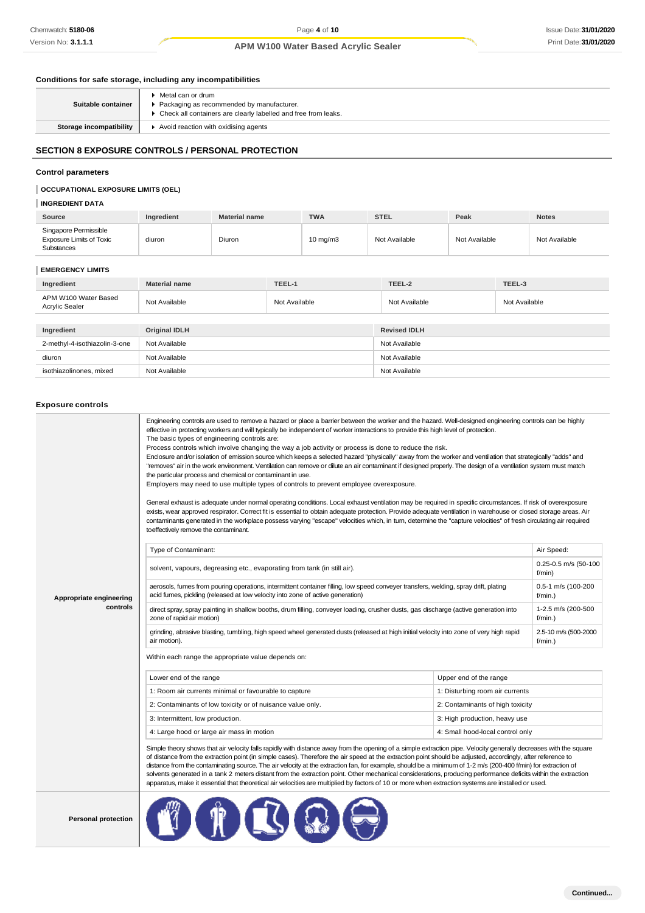### Conditions for safe storage, including any incompatibilities

| | |
|---|---|
| **Suitable container** | ▶ Metal can or drum<br>▶ Packaging as recommended by manufacturer.<br>▶ Check all containers are clearly labelled and free from leaks. |
| **Storage incompatibility** | ▶ Avoid reaction with oxidising agents |

## SECTION 8 EXPOSURE CONTROLS / PERSONAL PROTECTION

### Control parameters

#### OCCUPATIONAL EXPOSURE LIMITS (OEL)

#### INGREDIENT DATA

| Source | Ingredient | Material name | TWA | STEL | Peak | Notes |
|---|---|---|---|---|---|---|
| Singapore Permissible Exposure Limits of Toxic Substances | diuron | Diuron | 10 mg/m3 | Not Available | Not Available | Not Available |

#### EMERGENCY LIMITS

| Ingredient | Material name | TEEL-1 | TEEL-2 | TEEL-3 |
|---|---|---|---|---|
| APM W100 Water Based Acrylic Sealer | Not Available | Not Available | Not Available | Not Available |

| Ingredient | Original IDLH | Revised IDLH |
|---|---|---|
| 2-methyl-4-isothiazolin-3-one | Not Available | Not Available |
| diuron | Not Available | Not Available |
| isothiazolinones, mixed | Not Available | Not Available |

### Exposure controls

**Appropriate engineering controls**

Engineering controls are used to remove a hazard or place a barrier between the worker and the hazard. Well-designed engineering controls can be highly effective in protecting workers and will typically be independent of worker interactions to provide this high level of protection.
The basic types of engineering controls are:
Process controls which involve changing the way a job activity or process is done to reduce the risk.
Enclosure and/or isolation of emission source which keeps a selected hazard "physically" away from the worker and ventilation that strategically "adds" and "removes" air in the work environment. Ventilation can remove or dilute an air contaminant if designed properly. The design of a ventilation system must match the particular process and chemical or contaminant in use.
Employers may need to use multiple types of controls to prevent employee overexposure.

General exhaust is adequate under normal operating conditions. Local exhaust ventilation may be required in specific circumstances. If risk of overexposure exists, wear approved respirator. Correct fit is essential to obtain adequate protection. Provide adequate ventilation in warehouse or closed storage areas. Air contaminants generated in the workplace possess varying "escape" velocities which, in turn, determine the "capture velocities" of fresh circulating air required toeffectively remove the contaminant.

| Type of Contaminant: | Air Speed: |
|---|---|
| solvent, vapours, degreasing etc., evaporating from tank (in still air). | 0.25-0.5 m/s (50-100 f/min) |
| aerosols, fumes from pouring operations, intermittent container filling, low speed conveyer transfers, welding, spray drift, plating acid fumes, pickling (released at low velocity into zone of active generation) | 0.5-1 m/s (100-200 f/min.) |
| direct spray, spray painting in shallow booths, drum filling, conveyer loading, crusher dusts, gas discharge (active generation into zone of rapid air motion) | 1-2.5 m/s (200-500 f/min.) |
| grinding, abrasive blasting, tumbling, high speed wheel generated dusts (released at high initial velocity into zone of very high rapid air motion). | 2.5-10 m/s (500-2000 f/min.) |

Within each range the appropriate value depends on:

| Lower end of the range | Upper end of the range |
|---|---|
| 1: Room air currents minimal or favourable to capture | 1: Disturbing room air currents |
| 2: Contaminants of low toxicity or of nuisance value only. | 2: Contaminants of high toxicity |
| 3: Intermittent, low production. | 3: High production, heavy use |
| 4: Large hood or large air mass in motion | 4: Small hood-local control only |

Simple theory shows that air velocity falls rapidly with distance away from the opening of a simple extraction pipe. Velocity generally decreases with the square of distance from the extraction point (in simple cases). Therefore the air speed at the extraction point should be adjusted, accordingly, after reference to distance from the contaminating source. The air velocity at the extraction fan, for example, should be a minimum of 1-2 m/s (200-400 f/min) for extraction of solvents generated in a tank 2 meters distant from the extraction point. Other mechanical considerations, producing performance deficits within the extraction apparatus, make it essential that theoretical air velocities are multiplied by factors of 10 or more when extraction systems are installed or used.

**Personal protection**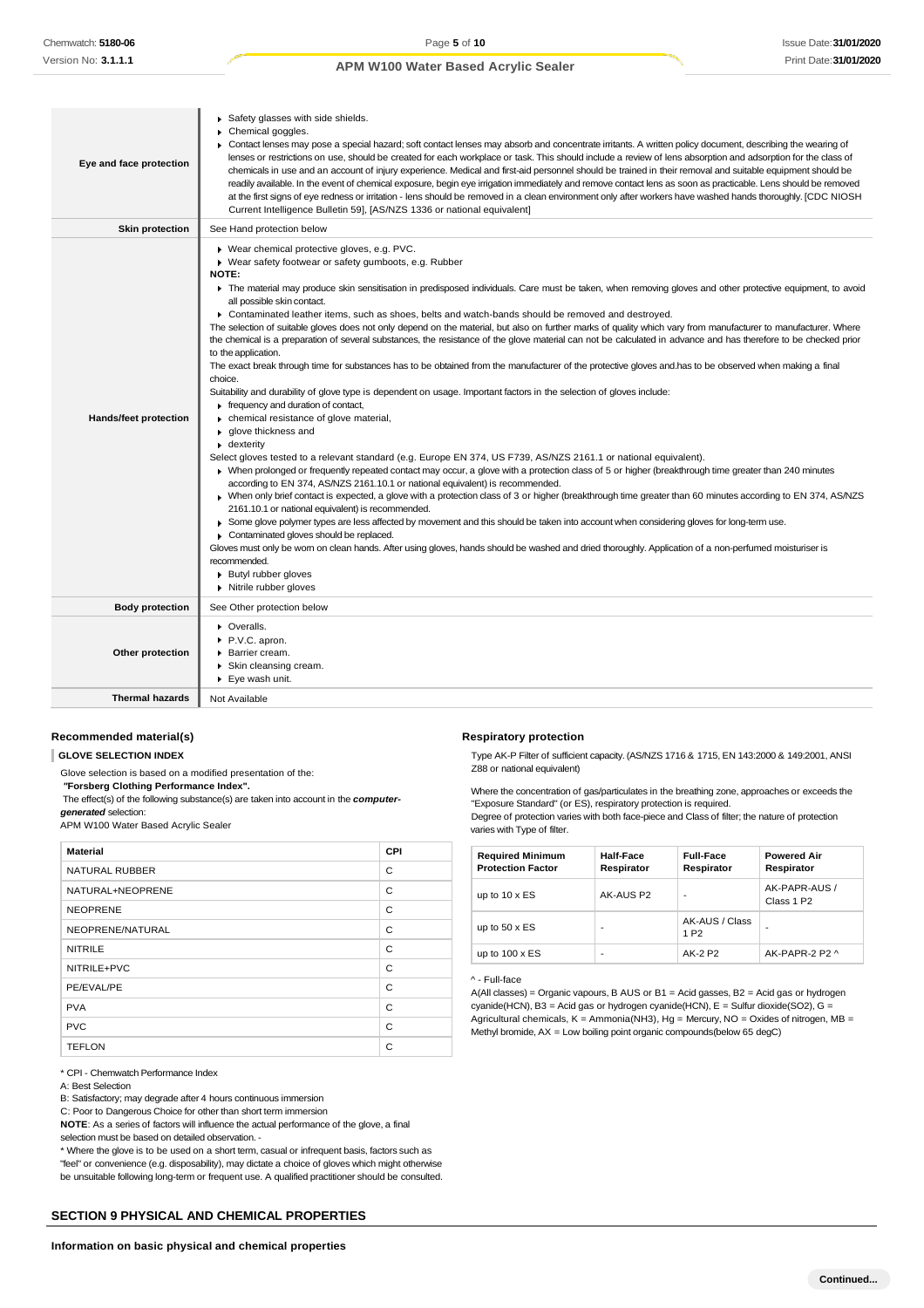| | |
|---|---|
| **Eye and face protection** | ▸ Safety glasses with side shields.<br>▸ Chemical goggles.<br>▸ Contact lenses may pose a special hazard; soft contact lenses may absorb and concentrate irritants. A written policy document, describing the wearing of lenses or restrictions on use, should be created for each workplace or task. This should include a review of lens absorption and adsorption for the class of chemicals in use and an account of injury experience. Medical and first-aid personnel should be trained in their removal and suitable equipment should be readily available. In the event of chemical exposure, begin eye irrigation immediately and remove contact lens as soon as practicable. Lens should be removed at the first signs of eye redness or irritation - lens should be removed in a clean environment only after workers have washed hands thoroughly. [CDC NIOSH Current Intelligence Bulletin 59], [AS/NZS 1336 or national equivalent] |
| **Skin protection** | See Hand protection below |
| **Hands/feet protection** | ▸ Wear chemical protective gloves, e.g. PVC.<br>▸ Wear safety footwear or safety gumboots, e.g. Rubber<br>**NOTE:**<br>▸ The material may produce skin sensitisation in predisposed individuals. Care must be taken, when removing gloves and other protective equipment, to avoid all possible skin contact.<br>▸ Contaminated leather items, such as shoes, belts and watch-bands should be removed and destroyed.<br>The selection of suitable gloves does not only depend on the material, but also on further marks of quality which vary from manufacturer to manufacturer. Where the chemical is a preparation of several substances, the resistance of the glove material can not be calculated in advance and has therefore to be checked prior to the application.<br>The exact break through time for substances has to be obtained from the manufacturer of the protective gloves and.has to be observed when making a final choice.<br>Suitability and durability of glove type is dependent on usage. Important factors in the selection of gloves include:<br>▸ frequency and duration of contact,<br>▸ chemical resistance of glove material,<br>▸ glove thickness and<br>▸ dexterity<br>Select gloves tested to a relevant standard (e.g. Europe EN 374, US F739, AS/NZS 2161.1 or national equivalent).<br>▸ When prolonged or frequently repeated contact may occur, a glove with a protection class of 5 or higher (breakthrough time greater than 240 minutes according to EN 374, AS/NZS 2161.10.1 or national equivalent) is recommended.<br>▸ When only brief contact is expected, a glove with a protection class of 3 or higher (breakthrough time greater than 60 minutes according to EN 374, AS/NZS 2161.10.1 or national equivalent) is recommended.<br>▸ Some glove polymer types are less affected by movement and this should be taken into account when considering gloves for long-term use.<br>▸ Contaminated gloves should be replaced.<br>Gloves must only be worn on clean hands. After using gloves, hands should be washed and dried thoroughly. Application of a non-perfumed moisturiser is recommended.<br>▸ Butyl rubber gloves<br>▸ Nitrile rubber gloves |
| **Body protection** | See Other protection below |
| **Other protection** | ▸ Overalls.<br>▸ P.V.C. apron.<br>▸ Barrier cream.<br>▸ Skin cleansing cream.<br>▸ Eye wash unit. |
| **Thermal hazards** | Not Available |

### Recommended material(s)

**GLOVE SELECTION INDEX**

Glove selection is based on a modified presentation of the:

***"Forsberg Clothing Performance Index".***

The effect(s) of the following substance(s) are taken into account in the ***computer-generated*** selection:

APM W100 Water Based Acrylic Sealer

| Material | CPI |
|---|---|
| NATURAL RUBBER | C |
| NATURAL+NEOPRENE | C |
| NEOPRENE | C |
| NEOPRENE/NATURAL | C |
| NITRILE | C |
| NITRILE+PVC | C |
| PE/EVAL/PE | C |
| PVA | C |
| PVC | C |
| TEFLON | C |

* CPI - Chemwatch Performance Index

A: Best Selection

B: Satisfactory; may degrade after 4 hours continuous immersion

C: Poor to Dangerous Choice for other than short term immersion

**NOTE**: As a series of factors will influence the actual performance of the glove, a final selection must be based on detailed observation. -

* Where the glove is to be used on a short term, casual or infrequent basis, factors such as "feel" or convenience (e.g. disposability), may dictate a choice of gloves which might otherwise be unsuitable following long-term or frequent use. A qualified practitioner should be consulted.

### Respiratory protection

Type AK-P Filter of sufficient capacity. (AS/NZS 1716 & 1715, EN 143:2000 & 149:2001, ANSI Z88 or national equivalent)

Where the concentration of gas/particulates in the breathing zone, approaches or exceeds the "Exposure Standard" (or ES), respiratory protection is required.

Degree of protection varies with both face-piece and Class of filter; the nature of protection varies with Type of filter.

| Required Minimum Protection Factor | Half-Face Respirator | Full-Face Respirator | Powered Air Respirator |
|---|---|---|---|
| up to 10 x ES | AK-AUS P2 | - | AK-PAPR-AUS / Class 1 P2 |
| up to 50 x ES | - | AK-AUS / Class 1 P2 | - |
| up to 100 x ES | - | AK-2 P2 | AK-PAPR-2 P2 ^ |

^ - Full-face

A(All classes) = Organic vapours, B AUS or B1 = Acid gasses, B2 = Acid gas or hydrogen cyanide(HCN), B3 = Acid gas or hydrogen cyanide(HCN), E = Sulfur dioxide($SO_2$), G = Agricultural chemicals, K = Ammonia($NH_3$), Hg = Mercury, NO = Oxides of nitrogen, MB = Methyl bromide, AX = Low boiling point organic compounds(below 65 degC)

## SECTION 9 PHYSICAL AND CHEMICAL PROPERTIES

**Information on basic physical and chemical properties**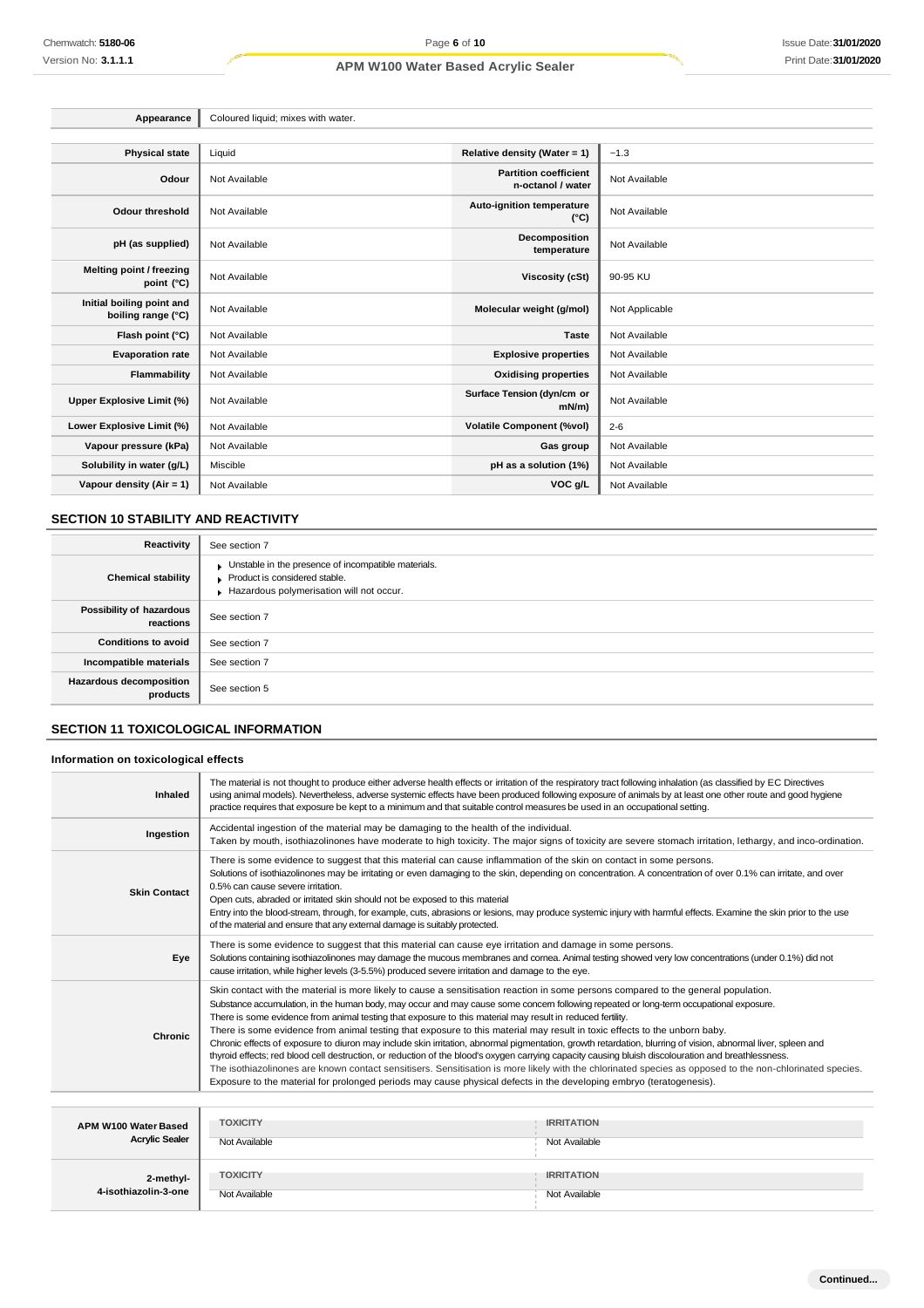| Appearance | Coloured liquid; mixes with water. |
|---|---|

| Physical state | Liquid | Relative density (Water = 1) | ~1.3 |
|---|---|---|---|
| Odour | Not Available | Partition coefficient n-octanol / water | Not Available |
| Odour threshold | Not Available | Auto-ignition temperature (°C) | Not Available |
| pH (as supplied) | Not Available | Decomposition temperature | Not Available |
| Melting point / freezing point (°C) | Not Available | Viscosity (cSt) | 90-95 KU |
| Initial boiling point and boiling range (°C) | Not Available | Molecular weight (g/mol) | Not Applicable |
| Flash point (°C) | Not Available | Taste | Not Available |
| Evaporation rate | Not Available | Explosive properties | Not Available |
| Flammability | Not Available | Oxidising properties | Not Available |
| Upper Explosive Limit (%) | Not Available | Surface Tension (dyn/cm or mN/m) | Not Available |
| Lower Explosive Limit (%) | Not Available | Volatile Component (%vol) | 2-6 |
| Vapour pressure (kPa) | Not Available | Gas group | Not Available |
| Solubility in water (g/L) | Miscible | pH as a solution (1%) | Not Available |
| Vapour density (Air = 1) | Not Available | VOC g/L | Not Available |

## SECTION 10 STABILITY AND REACTIVITY

| Reactivity | See section 7 |
|---|---|
| Chemical stability | Unstable in the presence of incompatible materials.<br>Product is considered stable.<br>Hazardous polymerisation will not occur. |
| Possibility of hazardous reactions | See section 7 |
| Conditions to avoid | See section 7 |
| Incompatible materials | See section 7 |
| Hazardous decomposition products | See section 5 |

## SECTION 11 TOXICOLOGICAL INFORMATION

### Information on toxicological effects

| Inhaled | The material is not thought to produce either adverse health effects or irritation of the respiratory tract following inhalation (as classified by EC Directives using animal models). Nevertheless, adverse systemic effects have been produced following exposure of animals by at least one other route and good hygiene practice requires that exposure be kept to a minimum and that suitable control measures be used in an occupational setting. |
|---|---|
| Ingestion | Accidental ingestion of the material may be damaging to the health of the individual.<br>Taken by mouth, isothiazolinones have moderate to high toxicity. The major signs of toxicity are severe stomach irritation, lethargy, and inco-ordination. |
| Skin Contact | There is some evidence to suggest that this material can cause inflammation of the skin on contact in some persons.<br>Solutions of isothiazolinones may be irritating or even damaging to the skin, depending on concentration. A concentration of over 0.1% can irritate, and over 0.5% can cause severe irritation.<br>Open cuts, abraded or irritated skin should not be exposed to this material<br>Entry into the blood-stream, through, for example, cuts, abrasions or lesions, may produce systemic injury with harmful effects. Examine the skin prior to the use of the material and ensure that any external damage is suitably protected. |
| Eye | There is some evidence to suggest that this material can cause eye irritation and damage in some persons.<br>Solutions containing isothiazolinones may damage the mucous membranes and cornea. Animal testing showed very low concentrations (under 0.1%) did not cause irritation, while higher levels (3-5.5%) produced severe irritation and damage to the eye. |
| Chronic | Skin contact with the material is more likely to cause a sensitisation reaction in some persons compared to the general population.<br>Substance accumulation, in the human body, may occur and may cause some concern following repeated or long-term occupational exposure.<br>There is some evidence from animal testing that exposure to this material may result in reduced fertility.<br>There is some evidence from animal testing that exposure to this material may result in toxic effects to the unborn baby.<br>Chronic effects of exposure to diuron may include skin irritation, abnormal pigmentation, growth retardation, blurring of vision, abnormal liver, spleen and thyroid effects; red blood cell destruction, or reduction of the blood's oxygen carrying capacity causing bluish discolouration and breathlessness.<br>The isothiazolinones are known contact sensitisers. Sensitisation is more likely with the chlorinated species as opposed to the non-chlorinated species.<br>Exposure to the material for prolonged periods may cause physical defects in the developing embryo (teratogenesis). |

| APM W100 Water Based Acrylic Sealer | TOXICITY | IRRITATION |
|---|---|---|
| | Not Available | Not Available |
| 2-methyl-4-isothiazolin-3-one | TOXICITY | IRRITATION |
| | Not Available | Not Available |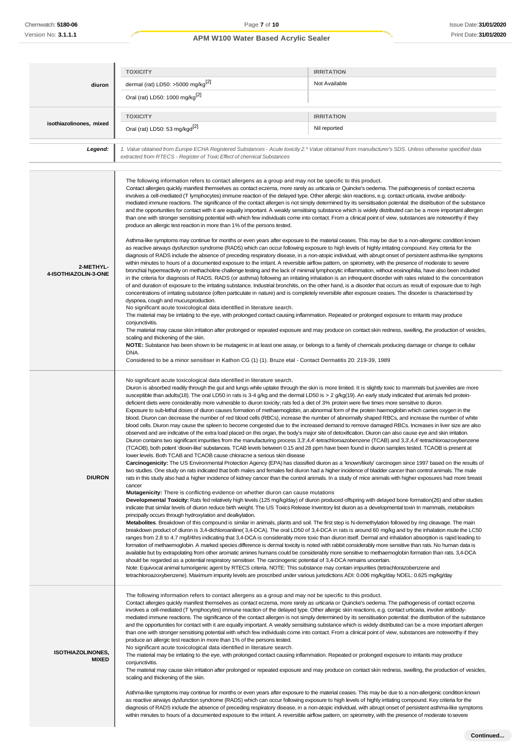| | TOXICITY | IRRITATION |
|---|---|---|
| **diuron** | dermal (rat) LD50: >5000 mg/kg[2] | Not Available |
| | Oral (rat) LD50: 1000 mg/kg[2] | |

| | TOXICITY | IRRITATION |
|---|---|---|
| **isothiazolinones, mixed** | Oral (rat) LD50: 53 mg/kgd[2] | Nil reported |

| | |
|---|---|
| ***Legend:*** | *1. Value obtained from Europe ECHA Registered Substances - Acute toxicity 2.* Value obtained from manufacturer's SDS. Unless otherwise specified data extracted from RTECS - Register of Toxic Effect of chemical Substances* |

| | |
|---|---|
| **2-METHYL-4-ISOTHIAZOLIN-3-ONE** | The following information refers to contact allergens as a group and may not be specific to this product.<br>Contact allergies quickly manifest themselves as contact eczema, more rarely as urticaria or Quincke's oedema. The pathogenesis of contact eczema involves a cell-mediated (T lymphocytes) immune reaction of the delayed type. Other allergic skin reactions, e.g. contact urticaria, involve antibody-mediated immune reactions. The significance of the contact allergen is not simply determined by its sensitisation potential: the distribution of the substance and the opportunities for contact with it are equally important. A weakly sensitising substance which is widely distributed can be a more important allergen than one with stronger sensitising potential with which few individuals come into contact. From a clinical point of view, substances are noteworthy if they produce an allergic test reaction in more than 1% of the persons tested.<br><br>Asthma-like symptoms may continue for months or even years after exposure to the material ceases. This may be due to a non-allergenic condition known as reactive airways dysfunction syndrome (RADS) which can occur following exposure to high levels of highly irritating compound. Key criteria for the diagnosis of RADS include the absence of preceding respiratory disease, in a non-atopic individual, with abrupt onset of persistent asthma-like symptoms within minutes to hours of a documented exposure to the irritant. A reversible airflow pattern, on spirometry, with the presence of moderate to severe bronchial hyperreactivity on methacholine challenge testing and the lack of minimal lymphocytic inflammation, without eosinophilia, have also been included in the criteria for diagnosis of RADS. RADS (or asthma) following an irritating inhalation is an infrequent disorder with rates related to the concentration of and duration of exposure to the irritating substance. Industrial bronchitis, on the other hand, is a disorder that occurs as result of exposure due to high concentrations of irritating substance (often particulate in nature) and is completely reversible after exposure ceases. The disorder is characterised by dyspnea, cough and mucusproduction.<br>No significant acute toxicological data identified in literature search.<br>The material may be irritating to the eye, with prolonged contact causing inflammation. Repeated or prolonged exposure to irritants may produce conjunctivitis.<br>The material may cause skin irritation after prolonged or repeated exposure and may produce on contact skin redness, swelling, the production of vesicles, scaling and thickening of the skin.<br>**NOTE:** Substance has been shown to be mutagenic in at least one assay, or belongs to a family of chemicals producing damage or change to cellular DNA.<br>Considered to be a minor sensitiser in Kathon CG (1) (1). Bruze etal - Contact Dermatitis 20: 219-39, 1989 |
| **DIURON** | No significant acute toxicological data identified in literature search.<br>Diuron is absorbed readily through the gut and lungs while uptake through the skin is more limited. It is slightly toxic to mammals but juveniles are more susceptible than adults(18). The oral LD50 in rats is 3-4 g/kg and the dermal LD50 is > 2 g/kg(19). An early study indicated that animals fed protein-deficient diets were considerably more vulnerable to diuron toxicity; rats fed a diet of 3% protein were five times more sensitive to diuron.<br>Exposure to sub-lethal doses of diuron causes formation of methaemoglobin, an abnormal form of the protein haemoglobin which carries oxygen in the blood. Diuron can decrease the number of red blood cells (RBCs), increase the number of abnormally shaped RBCs, and increase the number of white blood cells. Diuron may cause the spleen to become congested due to the increased demand to remove damaged RBCs. Increases in liver size are also observed and are indicative of the extra load placed on this organ, the body's major site of detoxification. Diuron can also cause eye and skin irritation.<br>Diuron contains two significant impurities from the manufacturing process 3,3',4,4'-tetrachloroazobenzene (TCAB) and 3,3',4,4'-tetrachloroazoxybenzene (TCAOB), both potent 'dioxin-like' substances. TCAB levels between 0.15 and 28 ppm have been found in diuron samples tested. TCAOB is present at lower levels. Both TCAB and TCAOB cause chloracne a serious skin disease<br>**Carcinogenicity:** The US Environmental Protection Agency (EPA) has classified diuron as a 'known/likely' carcinogen since 1997 based on the results of two studies. One study on rats indicated that both males and females fed diuron had a higher incidence of bladder cancer than control animals. The male rats in this study also had a higher incidence of kidney cancer than the control animals. In a study of mice animals with higher exposures had more breast cancer<br>**Mutagenicity:** There is conflicting evidence on whether diuron can cause mutations<br>**Developmental Toxicity:** Rats fed relatively high levels (125 mg/kg/day) of diuron produced offspring with delayed bone formation(26) and other studies indicate that similar levels of diuron reduce birth weight. The US Toxics Release Inventory list diuron as a developmental toxin In mammals, metabolism principally occurs through hydroxylation and dealkylation.<br>**Metabolites**. Breakdown of this compound is similar in animals, plants and soil. The first step is N-demethylation followed by ring cleavage. The main breakdown product of diuron is 3,4-dichloroaniline( 3,4-DCA). The oral LD50 of 3,4-DCA in rats is around 60 mg/kg and by the inhalation route the LC50 ranges from 2.8 to 4.7 mg/l/4hrs indicating that 3,4-DCA is considerably more toxic than diuron itself. Dermal and inhalation absorption is rapid leading to formation of methaemoglobin. A marked species difference is dermal toxicity is noted with rabbit considerably more sensitive than rats. No human data is available but by extrapolating from other aromatic amines humans could be considerably more sensitive to methaemoglobin formation than rats. 3,4-DCA should be regarded as a potential respiratory sensitiser. The carcinogenic potential of 3,4-DCA remains uncertain.<br>Note: Equivocal animal tumorigenic agent by RTECS criteria. NOTE: This substance may contain impurities (tetrachlorazobenzene and tetrachloroazoxybenzene). Maximum impurity levels are proscribed under various jurisdictions ADI: 0.006 mg/kg/day NOEL: 0.625 mg/kg/day |
| **ISOTHIAZOLINONES, MIXED** | The following information refers to contact allergens as a group and may not be specific to this product.<br>Contact allergies quickly manifest themselves as contact eczema, more rarely as urticaria or Quincke's oedema. The pathogenesis of contact eczema involves a cell-mediated (T lymphocytes) immune reaction of the delayed type. Other allergic skin reactions, e.g. contact urticaria, involve antibody-mediated immune reactions. The significance of the contact allergen is not simply determined by its sensitisation potential: the distribution of the substance and the opportunities for contact with it are equally important. A weakly sensitising substance which is widely distributed can be a more important allergen than one with stronger sensitising potential with which few individuals come into contact. From a clinical point of view, substances are noteworthy if they produce an allergic test reaction in more than 1% of the persons tested.<br>No significant acute toxicological data identified in literature search.<br>The material may be irritating to the eye, with prolonged contact causing inflammation. Repeated or prolonged exposure to irritants may produce conjunctivitis.<br>The material may cause skin irritation after prolonged or repeated exposure and may produce on contact skin redness, swelling, the production of vesicles, scaling and thickening of the skin.<br><br>Asthma-like symptoms may continue for months or even years after exposure to the material ceases. This may be due to a non-allergenic condition known as reactive airways dysfunction syndrome (RADS) which can occur following exposure to high levels of highly irritating compound. Key criteria for the diagnosis of RADS include the absence of preceding respiratory disease, in a non-atopic individual, with abrupt onset of persistent asthma-like symptoms within minutes to hours of a documented exposure to the irritant. A reversible airflow pattern, on spirometry, with the presence of moderate tosevere |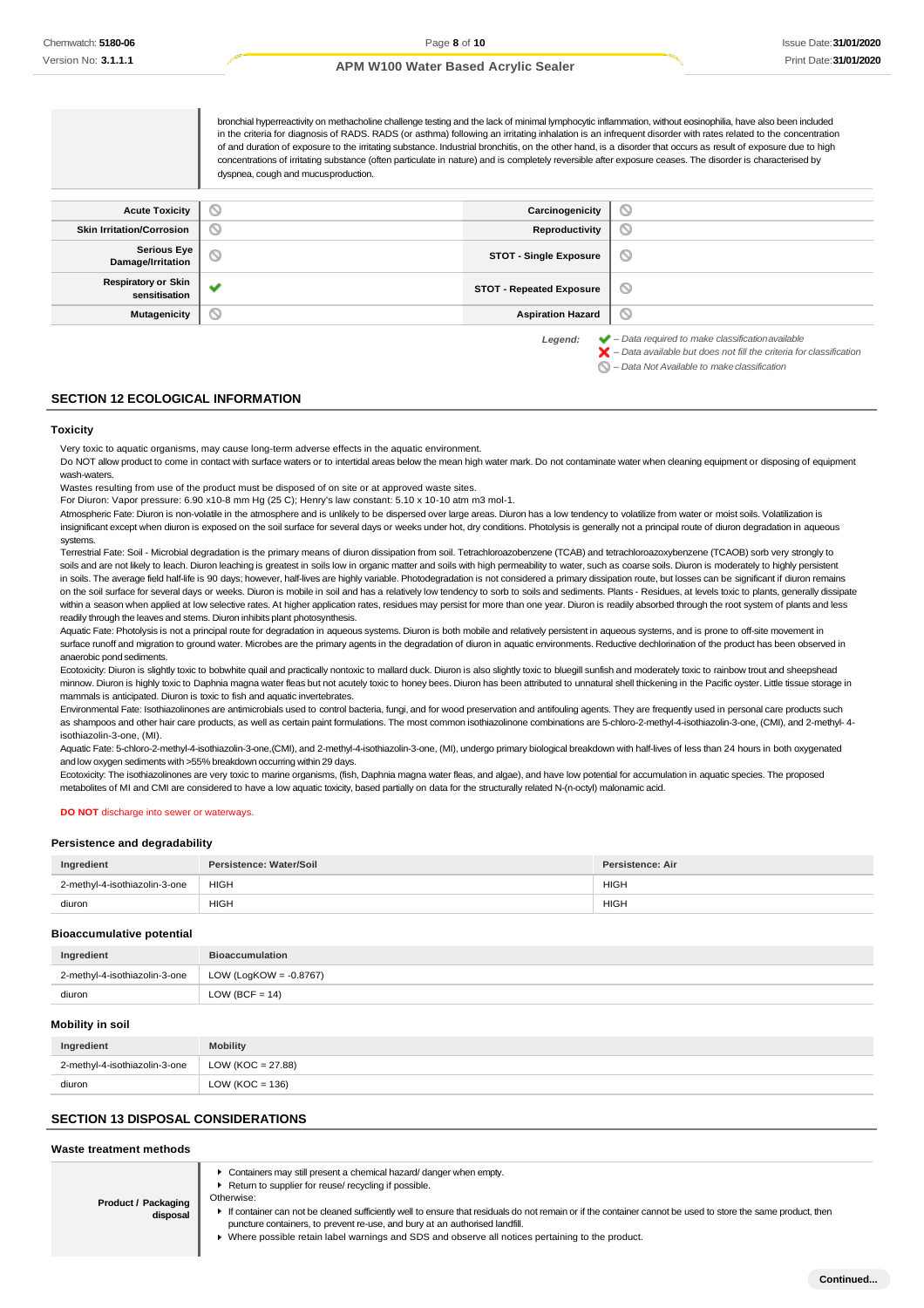| | |
|---|---|
| | bronchial hyperreactivity on methacholine challenge testing and the lack of minimal lymphocytic inflammation, without eosinophilia, have also been included in the criteria for diagnosis of RADS. RADS (or asthma) following an irritating inhalation is an infrequent disorder with rates related to the concentration of and duration of exposure to the irritating substance. Industrial bronchitis, on the other hand, is a disorder that occurs as result of exposure due to high concentrations of irritating substance (often particulate in nature) and is completely reversible after exposure ceases. The disorder is characterised by dyspnea, cough and mucus production. |

| | | | |
|---|---|---|---|
| **Acute Toxicity** | ⊘ | **Carcinogenicity** | ⊘ |
| **Skin Irritation/Corrosion** | ⊘ | **Reproductivity** | ⊘ |
| **Serious Eye Damage/Irritation** | ⊘ | **STOT - Single Exposure** | ⊘ |
| **Respiratory or Skin sensitisation** | ✔ | **STOT - Repeated Exposure** | ⊘ |
| **Mutagenicity** | ⊘ | **Aspiration Hazard** | ⊘ |

*Legend:*
✔ *– Data required to make classification available*
✘ *– Data available but does not fill the criteria for classification*
⊘ *– Data Not Available to make classification*

## SECTION 12 ECOLOGICAL INFORMATION

### Toxicity

Very toxic to aquatic organisms, may cause long-term adverse effects in the aquatic environment.
Do NOT allow product to come in contact with surface waters or to intertidal areas below the mean high water mark. Do not contaminate water when cleaning equipment or disposing of equipment wash-waters.
Wastes resulting from use of the product must be disposed of on site or at approved waste sites.
For Diuron: Vapor pressure: 6.90 x10-8 mm Hg (25 C); Henry's law constant: 5.10 x 10-10 atm m3 mol-1.
Atmospheric Fate: Diuron is non-volatile in the atmosphere and is unlikely to be dispersed over large areas. Diuron has a low tendency to volatilize from water or moist soils. Volatilization is insignificant except when diuron is exposed on the soil surface for several days or weeks under hot, dry conditions. Photolysis is generally not a principal route of diuron degradation in aqueous systems.
Terrestrial Fate: Soil - Microbial degradation is the primary means of diuron dissipation from soil. Tetrachloroazobenzene (TCAB) and tetrachloroazoxybenzene (TCAOB) sorb very strongly to soils and are not likely to leach. Diuron leaching is greatest in soils low in organic matter and soils with high permeability to water, such as coarse soils. Diuron is moderately to highly persistent in soils. The average field half-life is 90 days; however, half-lives are highly variable. Photodegradation is not considered a primary dissipation route, but losses can be significant if diuron remains on the soil surface for several days or weeks. Diuron is mobile in soil and has a relatively low tendency to sorb to soils and sediments. Plants - Residues, at levels toxic to plants, generally dissipate within a season when applied at low selective rates. At higher application rates, residues may persist for more than one year. Diuron is readily absorbed through the root system of plants and less readily through the leaves and stems. Diuron inhibits plant photosynthesis.
Aquatic Fate: Photolysis is not a principal route for degradation in aqueous systems. Diuron is both mobile and relatively persistent in aqueous systems, and is prone to off-site movement in surface runoff and migration to ground water. Microbes are the primary agents in the degradation of diuron in aquatic environments. Reductive dechlorination of the product has been observed in anaerobic pond sediments.
Ecotoxicity: Diuron is slightly toxic to bobwhite quail and practically nontoxic to mallard duck. Diuron is also slightly toxic to bluegill sunfish and moderately toxic to rainbow trout and sheepshead minnow. Diuron is highly toxic to Daphnia magna water fleas but not acutely toxic to honey bees. Diuron has been attributed to unnatural shell thickening in the Pacific oyster. Little tissue storage in mammals is anticipated. Diuron is toxic to fish and aquatic invertebrates.
Environmental Fate: Isothiazolinones are antimicrobials used to control bacteria, fungi, and for wood preservation and antifouling agents. They are frequently used in personal care products such as shampoos and other hair care products, as well as certain paint formulations. The most common isothiazolinone combinations are 5-chloro-2-methyl-4-isothiazolin-3-one, (CMI), and 2-methyl- 4-isothiazolin-3-one, (MI).
Aquatic Fate: 5-chloro-2-methyl-4-isothiazolin-3-one,(CMI), and 2-methyl-4-isothiazolin-3-one, (MI), undergo primary biological breakdown with half-lives of less than 24 hours in both oxygenated and low oxygen sediments with >55% breakdown occurring within 29 days.
Ecotoxicity: The isothiazolinones are very toxic to marine organisms, (fish, Daphnia magna water fleas, and algae), and have low potential for accumulation in aquatic species. The proposed metabolites of MI and CMI are considered to have a low aquatic toxicity, based partially on data for the structurally related N-(n-octyl) malonamic acid.

**DO NOT** discharge into sewer or waterways.

### Persistence and degradability

| Ingredient | Persistence: Water/Soil | Persistence: Air |
|---|---|---|
| 2-methyl-4-isothiazolin-3-one | HIGH | HIGH |
| diuron | HIGH | HIGH |

### Bioaccumulative potential

| Ingredient | Bioaccumulation |
|---|---|
| 2-methyl-4-isothiazolin-3-one | LOW (LogKOW = -0.8767) |
| diuron | LOW (BCF = 14) |

### Mobility in soil

| Ingredient | Mobility |
|---|---|
| 2-methyl-4-isothiazolin-3-one | LOW (KOC = 27.88) |
| diuron | LOW (KOC = 136) |

## SECTION 13 DISPOSAL CONSIDERATIONS

### Waste treatment methods

| | |
|---|---|
| **Product / Packaging disposal** | ▶ Containers may still present a chemical hazard/ danger when empty.<br>▶ Return to supplier for reuse/ recycling if possible.<br>Otherwise:<br>▶ If container can not be cleaned sufficiently well to ensure that residuals do not remain or if the container cannot be used to store the same product, then puncture containers, to prevent re-use, and bury at an authorised landfill.<br>▶ Where possible retain label warnings and SDS and observe all notices pertaining to the product. |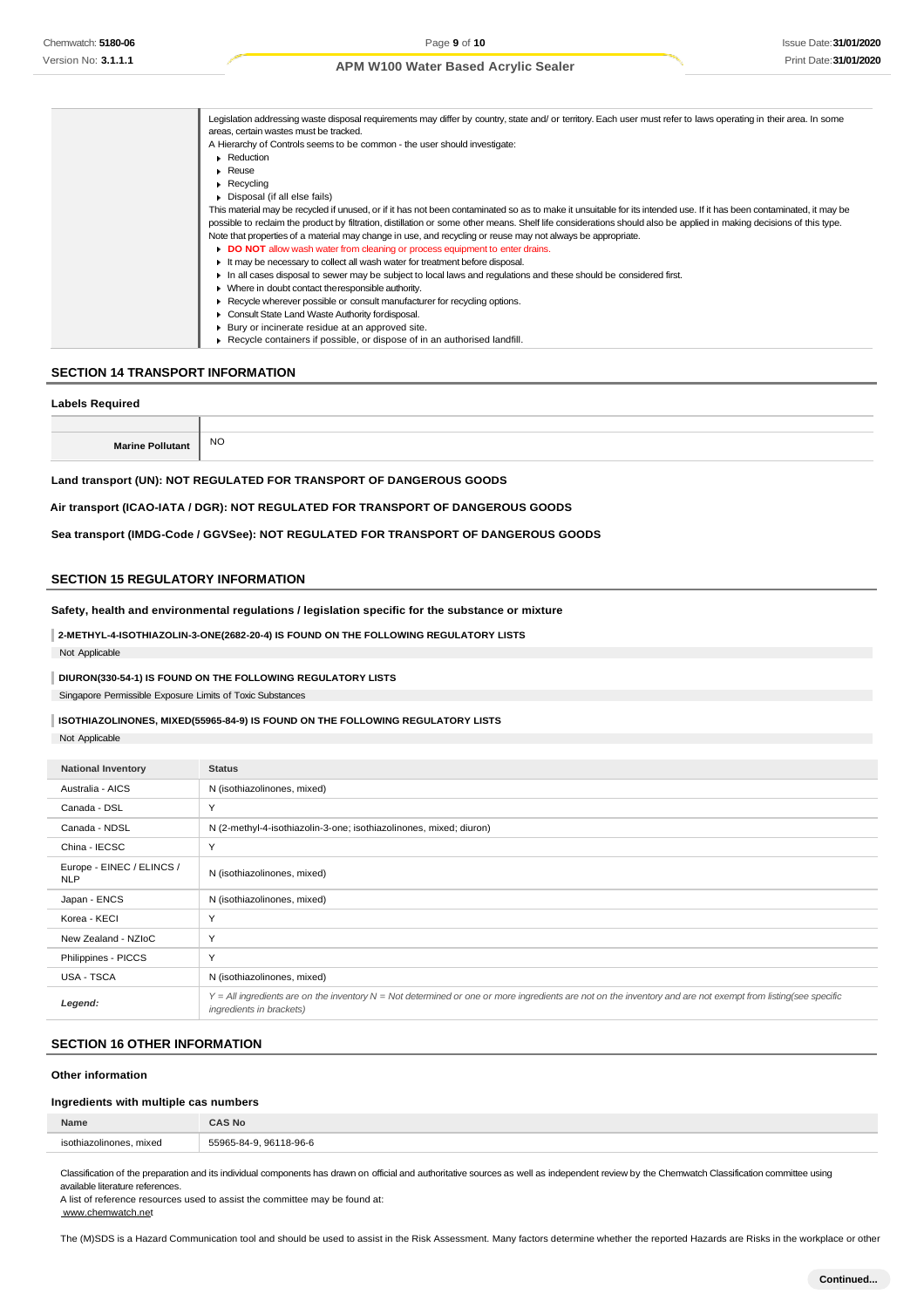| | |
|---|---|
| | Legislation addressing waste disposal requirements may differ by country, state and/ or territory. Each user must refer to laws operating in their area. In some areas, certain wastes must be tracked.<br>A Hierarchy of Controls seems to be common - the user should investigate:<br>▸ Reduction<br>▸ Reuse<br>▸ Recycling<br>▸ Disposal (if all else fails)<br>This material may be recycled if unused, or if it has not been contaminated so as to make it unsuitable for its intended use. If it has been contaminated, it may be possible to reclaim the product by filtration, distillation or some other means. Shelf life considerations should also be applied in making decisions of this type.<br>Note that properties of a material may change in use, and recycling or reuse may not always be appropriate.<br>▸ **DO NOT** allow wash water from cleaning or process equipment to enter drains.<br>▸ It may be necessary to collect all wash water for treatment before disposal.<br>▸ In all cases disposal to sewer may be subject to local laws and regulations and these should be considered first.<br>▸ Where in doubt contact the responsible authority.<br>▸ Recycle wherever possible or consult manufacturer for recycling options.<br>▸ Consult State Land Waste Authority for disposal.<br>▸ Bury or incinerate residue at an approved site.<br>▸ Recycle containers if possible, or dispose of in an authorised landfill. |

## SECTION 14 TRANSPORT INFORMATION

### Labels Required

| | |
|---|---|
| **Marine Pollutant** | NO |

**Land transport (UN): NOT REGULATED FOR TRANSPORT OF DANGEROUS GOODS**

**Air transport (ICAO-IATA / DGR): NOT REGULATED FOR TRANSPORT OF DANGEROUS GOODS**

**Sea transport (IMDG-Code / GGVSee): NOT REGULATED FOR TRANSPORT OF DANGEROUS GOODS**

## SECTION 15 REGULATORY INFORMATION

### Safety, health and environmental regulations / legislation specific for the substance or mixture

**2-METHYL-4-ISOTHIAZOLIN-3-ONE(2682-20-4) IS FOUND ON THE FOLLOWING REGULATORY LISTS**

Not Applicable

**DIURON(330-54-1) IS FOUND ON THE FOLLOWING REGULATORY LISTS**

Singapore Permissible Exposure Limits of Toxic Substances

**ISOTHIAZOLINONES, MIXED(55965-84-9) IS FOUND ON THE FOLLOWING REGULATORY LISTS**

Not Applicable

| National Inventory | Status |
|---|---|
| Australia - AICS | N (isothiazolinones, mixed) |
| Canada - DSL | Y |
| Canada - NDSL | N (2-methyl-4-isothiazolin-3-one; isothiazolinones, mixed; diuron) |
| China - IECSC | Y |
| Europe - EINEC / ELINCS / NLP | N (isothiazolinones, mixed) |
| Japan - ENCS | N (isothiazolinones, mixed) |
| Korea - KECI | Y |
| New Zealand - NZIoC | Y |
| Philippines - PICCS | Y |
| USA - TSCA | N (isothiazolinones, mixed) |
| ***Legend:*** | *Y = All ingredients are on the inventory N = Not determined or one or more ingredients are not on the inventory and are not exempt from listing(see specific ingredients in brackets)* |

## SECTION 16 OTHER INFORMATION

### Other information

### Ingredients with multiple cas numbers

| Name | CAS No |
|---|---|
| isothiazolinones, mixed | 55965-84-9, 96118-96-6 |

Classification of the preparation and its individual components has drawn on official and authoritative sources as well as independent review by the Chemwatch Classification committee using available literature references.
A list of reference resources used to assist the committee may be found at:
www.chemwatch.net

The (M)SDS is a Hazard Communication tool and should be used to assist in the Risk Assessment. Many factors determine whether the reported Hazards are Risks in the workplace or other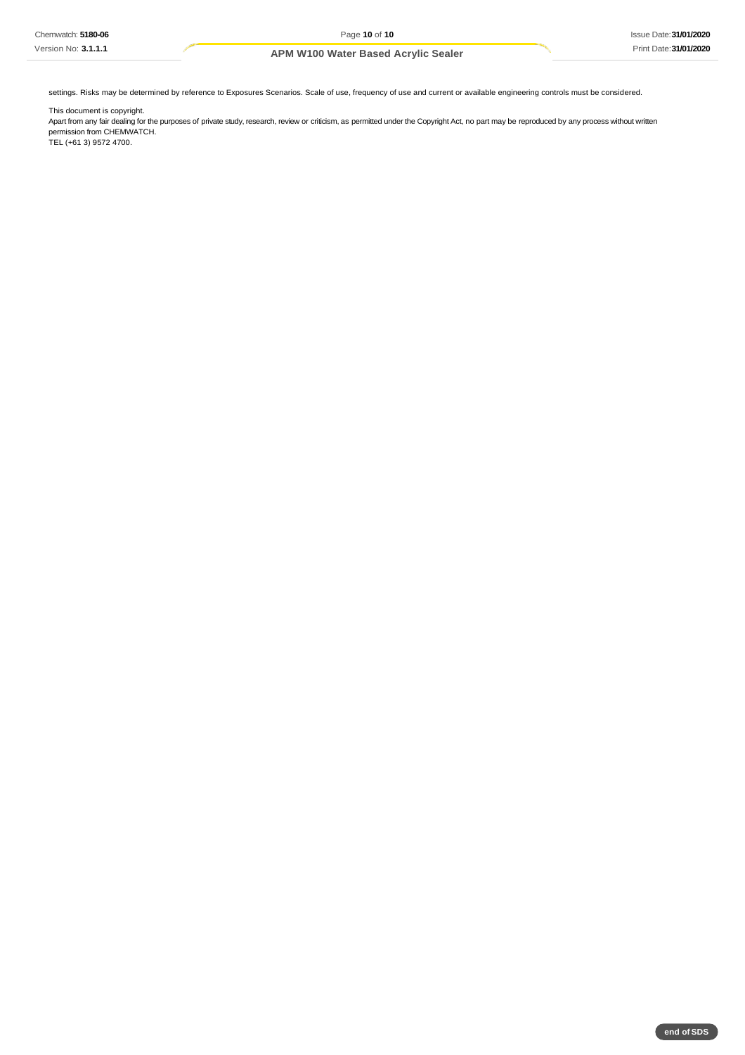settings. Risks may be determined by reference to Exposures Scenarios. Scale of use, frequency of use and current or available engineering controls must be considered.

This document is copyright.
Apart from any fair dealing for the purposes of private study, research, review or criticism, as permitted under the Copyright Act, no part may be reproduced by any process without written permission from CHEMWATCH.
TEL (+61 3) 9572 4700.

end of SDS